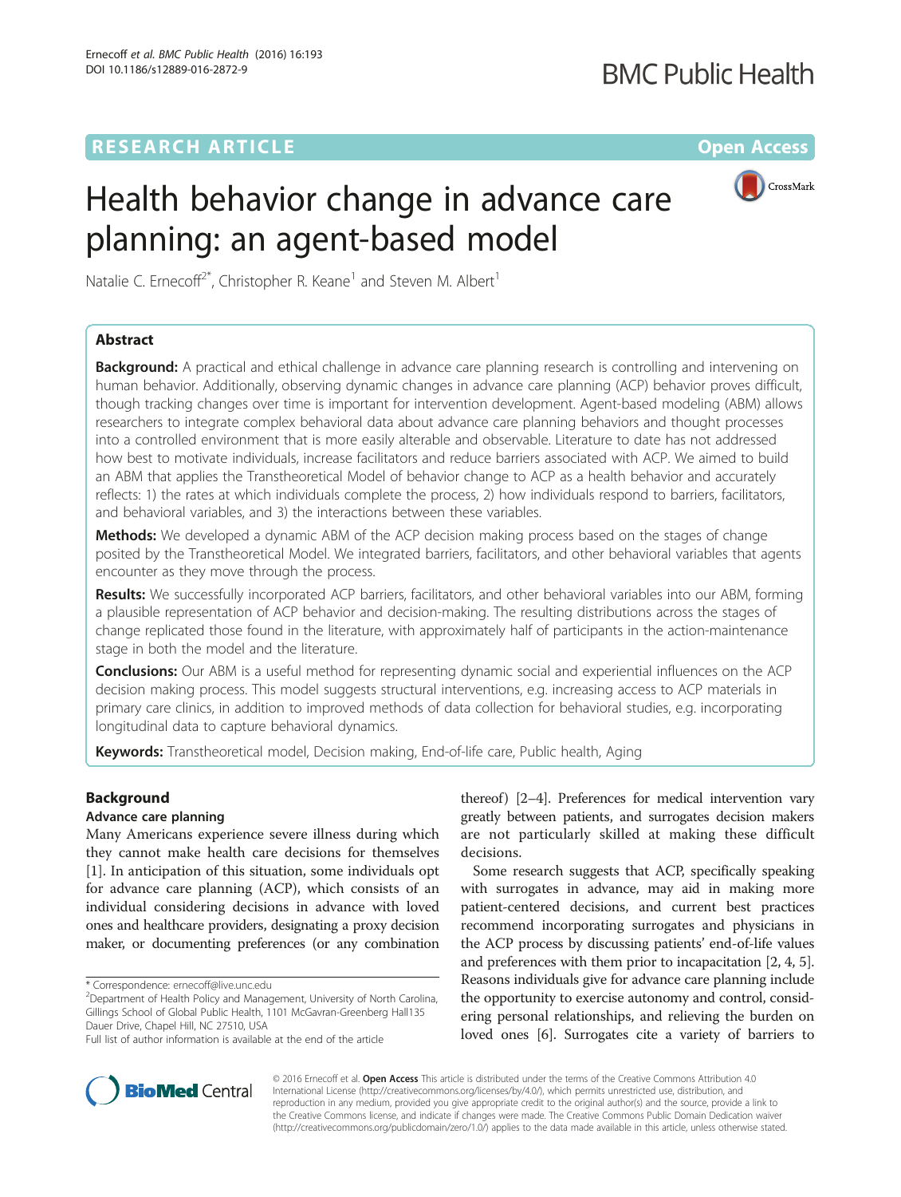RESEARCH ARTICLE

Open Access

# Health behavior change in advance care planning: an agent-based model

Natalie C. Ernecoff[2*], Christopher R. Keane[1] and Steven M. Albert[1]

## Abstract

**Background:** A practical and ethical challenge in advance care planning research is controlling and intervening on human behavior. Additionally, observing dynamic changes in advance care planning (ACP) behavior proves difficult, though tracking changes over time is important for intervention development. Agent-based modeling (ABM) allows researchers to integrate complex behavioral data about advance care planning behaviors and thought processes into a controlled environment that is more easily alterable and observable. Literature to date has not addressed how best to motivate individuals, increase facilitators and reduce barriers associated with ACP. We aimed to build an ABM that applies the Transtheoretical Model of behavior change to ACP as a health behavior and accurately reflects: 1) the rates at which individuals complete the process, 2) how individuals respond to barriers, facilitators, and behavioral variables, and 3) the interactions between these variables.

**Methods:** We developed a dynamic ABM of the ACP decision making process based on the stages of change posited by the Transtheoretical Model. We integrated barriers, facilitators, and other behavioral variables that agents encounter as they move through the process.

**Results:** We successfully incorporated ACP barriers, facilitators, and other behavioral variables into our ABM, forming a plausible representation of ACP behavior and decision-making. The resulting distributions across the stages of change replicated those found in the literature, with approximately half of participants in the action-maintenance stage in both the model and the literature.

**Conclusions:** Our ABM is a useful method for representing dynamic social and experiential influences on the ACP decision making process. This model suggests structural interventions, e.g. increasing access to ACP materials in primary care clinics, in addition to improved methods of data collection for behavioral studies, e.g. incorporating longitudinal data to capture behavioral dynamics.

**Keywords:** Transtheoretical model, Decision making, End-of-life care, Public health, Aging

## Background

### Advance care planning

Many Americans experience severe illness during which they cannot make health care decisions for themselves [1]. In anticipation of this situation, some individuals opt for advance care planning (ACP), which consists of an individual considering decisions in advance with loved ones and healthcare providers, designating a proxy decision maker, or documenting preferences (or any combination thereof) [2–4]. Preferences for medical intervention vary greatly between patients, and surrogates decision makers are not particularly skilled at making these difficult decisions.

Some research suggests that ACP, specifically speaking with surrogates in advance, may aid in making more patient-centered decisions, and current best practices recommend incorporating surrogates and physicians in the ACP process by discussing patients' end-of-life values and preferences with them prior to incapacitation [2, 4, 5]. Reasons individuals give for advance care planning include the opportunity to exercise autonomy and control, considering personal relationships, and relieving the burden on loved ones [6]. Surrogates cite a variety of barriers to

\* Correspondence: ernecoff@live.unc.edu
[2]Department of Health Policy and Management, University of North Carolina, Gillings School of Global Public Health, 1101 McGavran-Greenberg Hall135 Dauer Drive, Chapel Hill, NC 27510, USA
Full list of author information is available at the end of the article

© 2016 Ernecoff et al. **Open Access** This article is distributed under the terms of the Creative Commons Attribution 4.0 International License (http://creativecommons.org/licenses/by/4.0/), which permits unrestricted use, distribution, and reproduction in any medium, provided you give appropriate credit to the original author(s) and the source, provide a link to the Creative Commons license, and indicate if changes were made. The Creative Commons Public Domain Dedication waiver (http://creativecommons.org/publicdomain/zero/1.0/) applies to the data made available in this article, unless otherwise stated.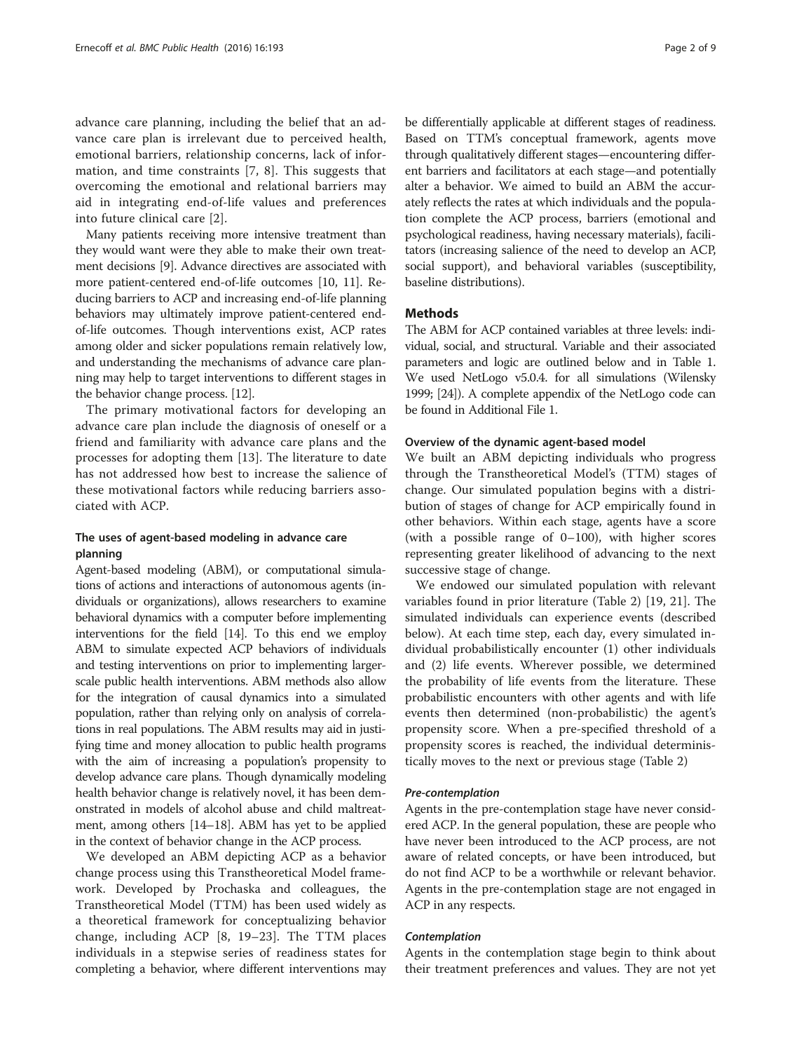advance care planning, including the belief that an advance care plan is irrelevant due to perceived health, emotional barriers, relationship concerns, lack of information, and time constraints [7, 8]. This suggests that overcoming the emotional and relational barriers may aid in integrating end-of-life values and preferences into future clinical care [2].

Many patients receiving more intensive treatment than they would want were they able to make their own treatment decisions [9]. Advance directives are associated with more patient-centered end-of-life outcomes [10, 11]. Reducing barriers to ACP and increasing end-of-life planning behaviors may ultimately improve patient-centered end-of-life outcomes. Though interventions exist, ACP rates among older and sicker populations remain relatively low, and understanding the mechanisms of advance care planning may help to target interventions to different stages in the behavior change process. [12].

The primary motivational factors for developing an advance care plan include the diagnosis of oneself or a friend and familiarity with advance care plans and the processes for adopting them [13]. The literature to date has not addressed how best to increase the salience of these motivational factors while reducing barriers associated with ACP.

### The uses of agent-based modeling in advance care planning

Agent-based modeling (ABM), or computational simulations of actions and interactions of autonomous agents (individuals or organizations), allows researchers to examine behavioral dynamics with a computer before implementing interventions for the field [14]. To this end we employ ABM to simulate expected ACP behaviors of individuals and testing interventions on prior to implementing larger-scale public health interventions. ABM methods also allow for the integration of causal dynamics into a simulated population, rather than relying only on analysis of correlations in real populations. The ABM results may aid in justifying time and money allocation to public health programs with the aim of increasing a population's propensity to develop advance care plans. Though dynamically modeling health behavior change is relatively novel, it has been demonstrated in models of alcohol abuse and child maltreatment, among others [14–18]. ABM has yet to be applied in the context of behavior change in the ACP process.

We developed an ABM depicting ACP as a behavior change process using this Transtheoretical Model framework. Developed by Prochaska and colleagues, the Transtheoretical Model (TTM) has been used widely as a theoretical framework for conceptualizing behavior change, including ACP [8, 19–23]. The TTM places individuals in a stepwise series of readiness states for completing a behavior, where different interventions may be differentially applicable at different stages of readiness. Based on TTM's conceptual framework, agents move through qualitatively different stages—encountering different barriers and facilitators at each stage—and potentially alter a behavior. We aimed to build an ABM the accurately reflects the rates at which individuals and the population complete the ACP process, barriers (emotional and psychological readiness, having necessary materials), facilitators (increasing salience of the need to develop an ACP, social support), and behavioral variables (susceptibility, baseline distributions).

## Methods

The ABM for ACP contained variables at three levels: individual, social, and structural. Variable and their associated parameters and logic are outlined below and in Table 1. We used NetLogo v5.0.4. for all simulations (Wilensky 1999; [24]). A complete appendix of the NetLogo code can be found in Additional File 1.

### Overview of the dynamic agent-based model

We built an ABM depicting individuals who progress through the Transtheoretical Model's (TTM) stages of change. Our simulated population begins with a distribution of stages of change for ACP empirically found in other behaviors. Within each stage, agents have a score (with a possible range of 0–100), with higher scores representing greater likelihood of advancing to the next successive stage of change.

We endowed our simulated population with relevant variables found in prior literature (Table 2) [19, 21]. The simulated individuals can experience events (described below). At each time step, each day, every simulated individual probabilistically encounter (1) other individuals and (2) life events. Wherever possible, we determined the probability of life events from the literature. These probabilistic encounters with other agents and with life events then determined (non-probabilistic) the agent's propensity score. When a pre-specified threshold of a propensity scores is reached, the individual deterministically moves to the next or previous stage (Table 2)

#### *Pre-contemplation*

Agents in the pre-contemplation stage have never considered ACP. In the general population, these are people who have never been introduced to the ACP process, are not aware of related concepts, or have been introduced, but do not find ACP to be a worthwhile or relevant behavior. Agents in the pre-contemplation stage are not engaged in ACP in any respects.

#### *Contemplation*

Agents in the contemplation stage begin to think about their treatment preferences and values. They are not yet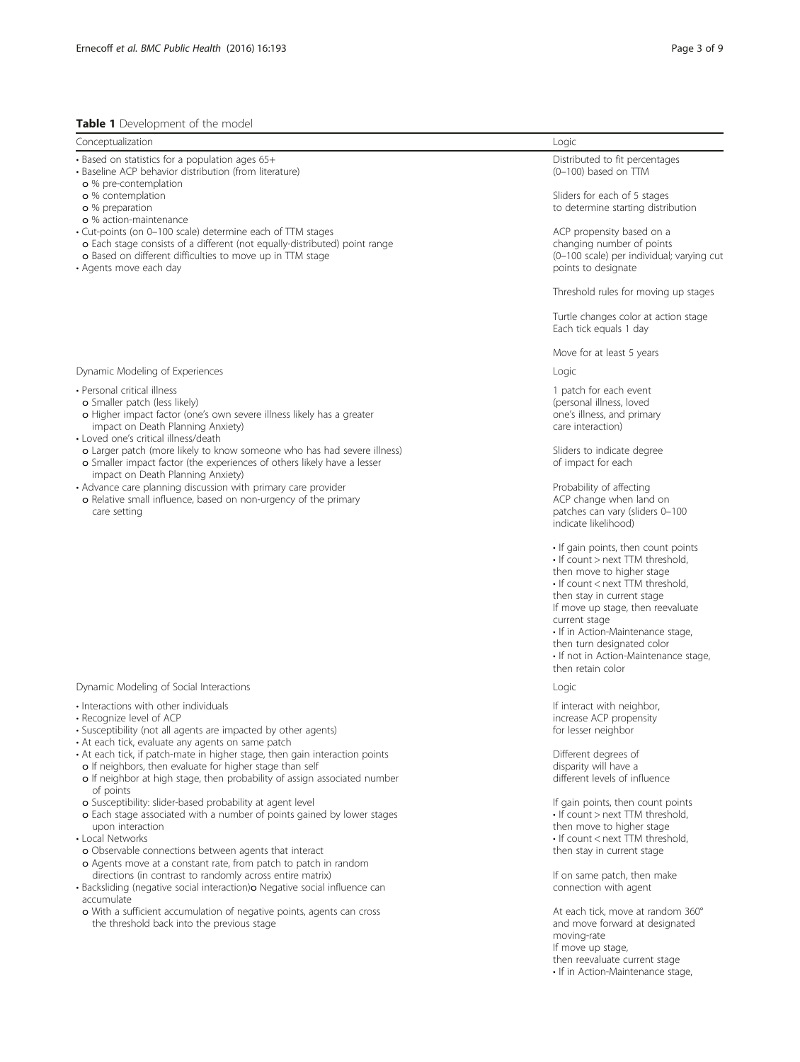**Table 1** Development of the model

| Conceptualization | Logic |
|---|---|
| • Based on statistics for a population ages 65+<br>• Baseline ACP behavior distribution (from literature)<br>o % pre-contemplation<br>o % contemplation<br>o % preparation<br>o % action-maintenance<br>• Cut-points (on 0–100 scale) determine each of TTM stages<br>o Each stage consists of a different (not equally-distributed) point range<br>o Based on different difficulties to move up in TTM stage<br>• Agents move each day | Distributed to fit percentages (0–100) based on TTM<br><br>Sliders for each of 5 stages to determine starting distribution<br><br>ACP propensity based on a changing number of points (0–100 scale) per individual; varying cut points to designate<br><br>Threshold rules for moving up stages<br><br>Turtle changes color at action stage<br>Each tick equals 1 day<br><br>Move for at least 5 years |
| Dynamic Modeling of Experiences | Logic |
| • Personal critical illness<br>o Smaller patch (less likely)<br>o Higher impact factor (one's own severe illness likely has a greater impact on Death Planning Anxiety)<br>• Loved one's critical illness/death<br>o Larger patch (more likely to know someone who has had severe illness)<br>o Smaller impact factor (the experiences of others likely have a lesser impact on Death Planning Anxiety)<br>• Advance care planning discussion with primary care provider<br>o Relative small influence, based on non-urgency of the primary care setting | 1 patch for each event (personal illness, loved one's illness, and primary care interaction)<br><br>Sliders to indicate degree of impact for each<br><br>Probability of affecting ACP change when land on patches can vary (sliders 0–100 indicate likelihood)<br><br>• If gain points, then count points<br>• If count > next TTM threshold, then move to higher stage<br>• If count < next TTM threshold, then stay in current stage<br>If move up stage, then reevaluate current stage<br>• If in Action-Maintenance stage, then turn designated color<br>• If not in Action-Maintenance stage, then retain color |
| Dynamic Modeling of Social Interactions | Logic |
| • Interactions with other individuals<br>• Recognize level of ACP<br>• Susceptibility (not all agents are impacted by other agents)<br>• At each tick, evaluate any agents on same patch<br>• At each tick, if patch-mate in higher stage, then gain interaction points<br>o If neighbors, then evaluate for higher stage than self<br>o If neighbor at high stage, then probability of assign associated number of points<br>o Susceptibility: slider-based probability at agent level<br>o Each stage associated with a number of points gained by lower stages upon interaction<br>• Local Networks<br>o Observable connections between agents that interact<br>o Agents move at a constant rate, from patch to patch in random directions (in contrast to randomly across entire matrix)<br>• Backsliding (negative social interaction)o Negative social influence can accumulate<br>o With a sufficient accumulation of negative points, agents can cross the threshold back into the previous stage | If interact with neighbor, increase ACP propensity for lesser neighbor<br><br>Different degrees of disparity will have a different levels of influence<br><br>If gain points, then count points<br>• If count > next TTM threshold, then move to higher stage<br>• If count < next TTM threshold, then stay in current stage<br><br>If on same patch, then make connection with agent<br><br>At each tick, move at random 360° and move forward at designated moving-rate<br>If move up stage, then reevaluate current stage<br>• If in Action-Maintenance stage, |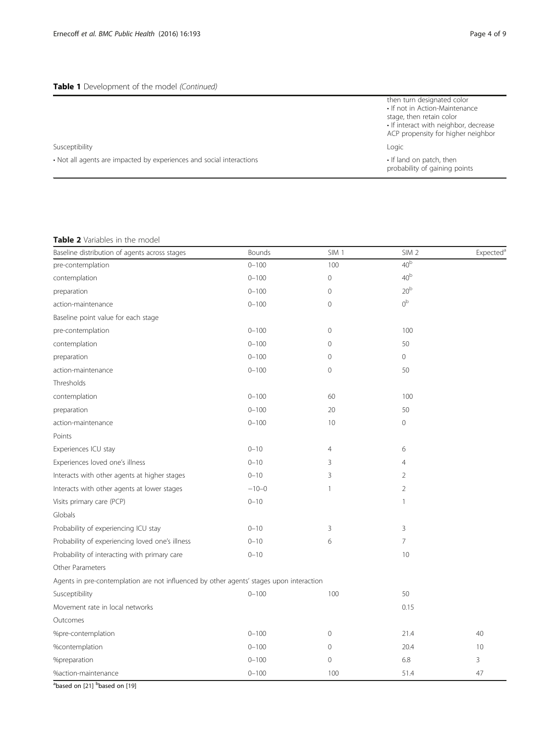**Table 1** Development of the model *(Continued)*

| | |
|---|---|
| | then turn designated color<br>• If not in Action-Maintenance stage, then retain color<br>• If interact with neighbor, decrease ACP propensity for higher neighbor |
| Susceptibility | Logic |
| • Not all agents are impacted by experiences and social interactions | • If land on patch, then probability of gaining points |

**Table 2** Variables in the model

| Baseline distribution of agents across stages | Bounds | SIM 1 | SIM 2 | Expected[a] |
|---|---|---|---|---|
| pre-contemplation | 0–100 | 100 | 40[b] | |
| contemplation | 0–100 | 0 | 40[b] | |
| preparation | 0–100 | 0 | 20[b] | |
| action-maintenance | 0–100 | 0 | 0[b] | |
| Baseline point value for each stage | | | | |
| pre-contemplation | 0–100 | 0 | 100 | |
| contemplation | 0–100 | 0 | 50 | |
| preparation | 0–100 | 0 | 0 | |
| action-maintenance | 0–100 | 0 | 50 | |
| Thresholds | | | | |
| contemplation | 0–100 | 60 | 100 | |
| preparation | 0–100 | 20 | 50 | |
| action-maintenance | 0–100 | 10 | 0 | |
| Points | | | | |
| Experiences ICU stay | 0–10 | 4 | 6 | |
| Experiences loved one's illness | 0–10 | 3 | 4 | |
| Interacts with other agents at higher stages | 0–10 | 3 | 2 | |
| Interacts with other agents at lower stages | −10–0 | 1 | 2 | |
| Visits primary care (PCP) | 0–10 | | 1 | |
| Globals | | | | |
| Probability of experiencing ICU stay | 0–10 | 3 | 3 | |
| Probability of experiencing loved one's illness | 0–10 | 6 | 7 | |
| Probability of interacting with primary care | 0–10 | | 10 | |
| Other Parameters | | | | |
| Agents in pre-contemplation are not influenced by other agents' stages upon interaction | | | | |
| Susceptibility | 0–100 | 100 | 50 | |
| Movement rate in local networks | | | 0.15 | |
| Outcomes | | | | |
| %pre-contemplation | 0–100 | 0 | 21.4 | 40 |
| %contemplation | 0–100 | 0 | 20.4 | 10 |
| %preparation | 0–100 | 0 | 6.8 | 3 |
| %action-maintenance | 0–100 | 100 | 51.4 | 47 |

[a]based on [21] [b]based on [19]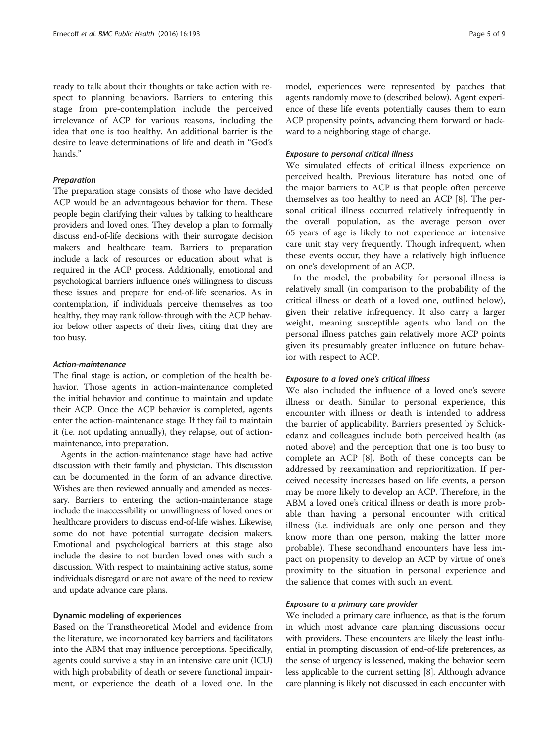ready to talk about their thoughts or take action with respect to planning behaviors. Barriers to entering this stage from pre-contemplation include the perceived irrelevance of ACP for various reasons, including the idea that one is too healthy. An additional barrier is the desire to leave determinations of life and death in "God's hands."

#### *Preparation*

The preparation stage consists of those who have decided ACP would be an advantageous behavior for them. These people begin clarifying their values by talking to healthcare providers and loved ones. They develop a plan to formally discuss end-of-life decisions with their surrogate decision makers and healthcare team. Barriers to preparation include a lack of resources or education about what is required in the ACP process. Additionally, emotional and psychological barriers influence one's willingness to discuss these issues and prepare for end-of-life scenarios. As in contemplation, if individuals perceive themselves as too healthy, they may rank follow-through with the ACP behavior below other aspects of their lives, citing that they are too busy.

#### *Action-maintenance*

The final stage is action, or completion of the health behavior. Those agents in action-maintenance completed the initial behavior and continue to maintain and update their ACP. Once the ACP behavior is completed, agents enter the action-maintenance stage. If they fail to maintain it (i.e. not updating annually), they relapse, out of action-maintenance, into preparation.

Agents in the action-maintenance stage have had active discussion with their family and physician. This discussion can be documented in the form of an advance directive. Wishes are then reviewed annually and amended as necessary. Barriers to entering the action-maintenance stage include the inaccessibility or unwillingness of loved ones or healthcare providers to discuss end-of-life wishes. Likewise, some do not have potential surrogate decision makers. Emotional and psychological barriers at this stage also include the desire to not burden loved ones with such a discussion. With respect to maintaining active status, some individuals disregard or are not aware of the need to review and update advance care plans.

### Dynamic modeling of experiences

Based on the Transtheoretical Model and evidence from the literature, we incorporated key barriers and facilitators into the ABM that may influence perceptions. Specifically, agents could survive a stay in an intensive care unit (ICU) with high probability of death or severe functional impairment, or experience the death of a loved one. In the model, experiences were represented by patches that agents randomly move to (described below). Agent experience of these life events potentially causes them to earn ACP propensity points, advancing them forward or backward to a neighboring stage of change.

#### *Exposure to personal critical illness*

We simulated effects of critical illness experience on perceived health. Previous literature has noted one of the major barriers to ACP is that people often perceive themselves as too healthy to need an ACP [8]. The personal critical illness occurred relatively infrequently in the overall population, as the average person over 65 years of age is likely to not experience an intensive care unit stay very frequently. Though infrequent, when these events occur, they have a relatively high influence on one's development of an ACP.

In the model, the probability for personal illness is relatively small (in comparison to the probability of the critical illness or death of a loved one, outlined below), given their relative infrequency. It also carry a larger weight, meaning susceptible agents who land on the personal illness patches gain relatively more ACP points given its presumably greater influence on future behavior with respect to ACP.

#### *Exposure to a loved one's critical illness*

We also included the influence of a loved one's severe illness or death. Similar to personal experience, this encounter with illness or death is intended to address the barrier of applicability. Barriers presented by Schickedanz and colleagues include both perceived health (as noted above) and the perception that one is too busy to complete an ACP [8]. Both of these concepts can be addressed by reexamination and reprioritization. If perceived necessity increases based on life events, a person may be more likely to develop an ACP. Therefore, in the ABM a loved one's critical illness or death is more probable than having a personal encounter with critical illness (i.e. individuals are only one person and they know more than one person, making the latter more probable). These secondhand encounters have less impact on propensity to develop an ACP by virtue of one's proximity to the situation in personal experience and the salience that comes with such an event.

#### *Exposure to a primary care provider*

We included a primary care influence, as that is the forum in which most advance care planning discussions occur with providers. These encounters are likely the least influential in prompting discussion of end-of-life preferences, as the sense of urgency is lessened, making the behavior seem less applicable to the current setting [8]. Although advance care planning is likely not discussed in each encounter with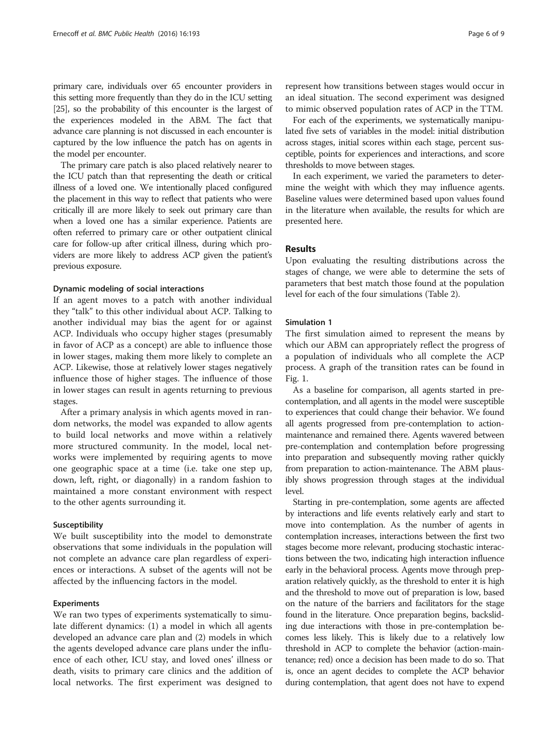primary care, individuals over 65 encounter providers in this setting more frequently than they do in the ICU setting [25], so the probability of this encounter is the largest of the experiences modeled in the ABM. The fact that advance care planning is not discussed in each encounter is captured by the low influence the patch has on agents in the model per encounter.

The primary care patch is also placed relatively nearer to the ICU patch than that representing the death or critical illness of a loved one. We intentionally placed configured the placement in this way to reflect that patients who were critically ill are more likely to seek out primary care than when a loved one has a similar experience. Patients are often referred to primary care or other outpatient clinical care for follow-up after critical illness, during which providers are more likely to address ACP given the patient's previous exposure.

#### Dynamic modeling of social interactions

If an agent moves to a patch with another individual they "talk" to this other individual about ACP. Talking to another individual may bias the agent for or against ACP. Individuals who occupy higher stages (presumably in favor of ACP as a concept) are able to influence those in lower stages, making them more likely to complete an ACP. Likewise, those at relatively lower stages negatively influence those of higher stages. The influence of those in lower stages can result in agents returning to previous stages.

After a primary analysis in which agents moved in random networks, the model was expanded to allow agents to build local networks and move within a relatively more structured community. In the model, local networks were implemented by requiring agents to move one geographic space at a time (i.e. take one step up, down, left, right, or diagonally) in a random fashion to maintained a more constant environment with respect to the other agents surrounding it.

#### Susceptibility

We built susceptibility into the model to demonstrate observations that some individuals in the population will not complete an advance care plan regardless of experiences or interactions. A subset of the agents will not be affected by the influencing factors in the model.

#### Experiments

We ran two types of experiments systematically to simulate different dynamics: (1) a model in which all agents developed an advance care plan and (2) models in which the agents developed advance care plans under the influence of each other, ICU stay, and loved ones' illness or death, visits to primary care clinics and the addition of local networks. The first experiment was designed to represent how transitions between stages would occur in an ideal situation. The second experiment was designed to mimic observed population rates of ACP in the TTM.

For each of the experiments, we systematically manipulated five sets of variables in the model: initial distribution across stages, initial scores within each stage, percent susceptible, points for experiences and interactions, and score thresholds to move between stages.

In each experiment, we varied the parameters to determine the weight with which they may influence agents. Baseline values were determined based upon values found in the literature when available, the results for which are presented here.

## Results

Upon evaluating the resulting distributions across the stages of change, we were able to determine the sets of parameters that best match those found at the population level for each of the four simulations (Table 2).

#### Simulation 1

The first simulation aimed to represent the means by which our ABM can appropriately reflect the progress of a population of individuals who all complete the ACP process. A graph of the transition rates can be found in Fig. 1.

As a baseline for comparison, all agents started in pre-contemplation, and all agents in the model were susceptible to experiences that could change their behavior. We found all agents progressed from pre-contemplation to action-maintenance and remained there. Agents wavered between pre-contemplation and contemplation before progressing into preparation and subsequently moving rather quickly from preparation to action-maintenance. The ABM plausibly shows progression through stages at the individual level.

Starting in pre-contemplation, some agents are affected by interactions and life events relatively early and start to move into contemplation. As the number of agents in contemplation increases, interactions between the first two stages become more relevant, producing stochastic interactions between the two, indicating high interaction influence early in the behavioral process. Agents move through preparation relatively quickly, as the threshold to enter it is high and the threshold to move out of preparation is low, based on the nature of the barriers and facilitators for the stage found in the literature. Once preparation begins, backsliding due interactions with those in pre-contemplation becomes less likely. This is likely due to a relatively low threshold in ACP to complete the behavior (action-maintenance; red) once a decision has been made to do so. That is, once an agent decides to complete the ACP behavior during contemplation, that agent does not have to expend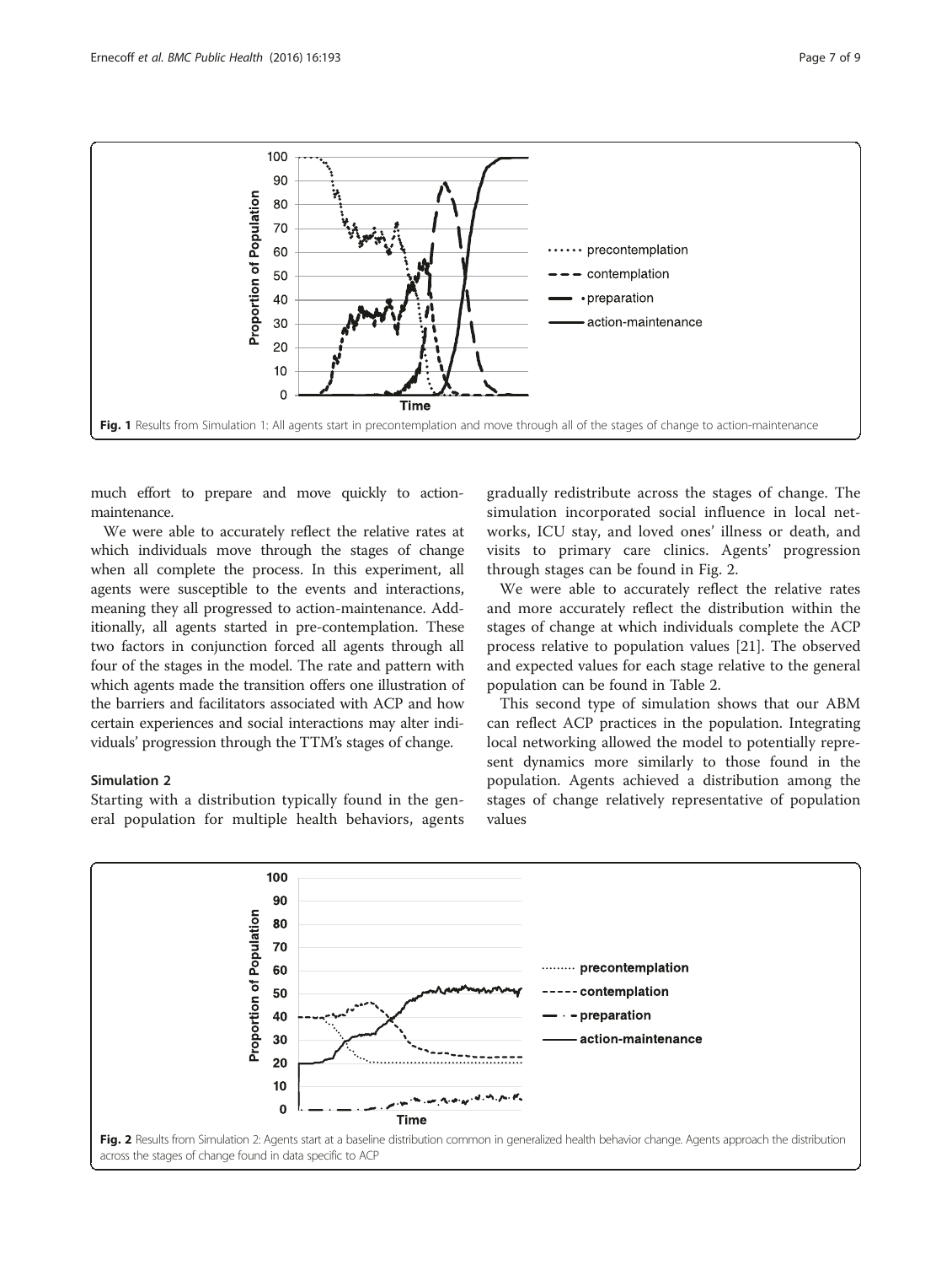Fig. 1 Results from Simulation 1: All agents start in precontemplation and move through all of the stages of change to action-maintenance

much effort to prepare and move quickly to action-maintenance.

We were able to accurately reflect the relative rates at which individuals move through the stages of change when all complete the process. In this experiment, all agents were susceptible to the events and interactions, meaning they all progressed to action-maintenance. Additionally, all agents started in pre-contemplation. These two factors in conjunction forced all agents through all four of the stages in the model. The rate and pattern with which agents made the transition offers one illustration of the barriers and facilitators associated with ACP and how certain experiences and social interactions may alter individuals' progression through the TTM's stages of change.

### Simulation 2

Starting with a distribution typically found in the general population for multiple health behaviors, agents gradually redistribute across the stages of change. The simulation incorporated social influence in local networks, ICU stay, and loved ones' illness or death, and visits to primary care clinics. Agents' progression through stages can be found in Fig. 2.

We were able to accurately reflect the relative rates and more accurately reflect the distribution within the stages of change at which individuals complete the ACP process relative to population values [21]. The observed and expected values for each stage relative to the general population can be found in Table 2.

This second type of simulation shows that our ABM can reflect ACP practices in the population. Integrating local networking allowed the model to potentially represent dynamics more similarly to those found in the population. Agents achieved a distribution among the stages of change relatively representative of population values

Fig. 2 Results from Simulation 2: Agents start at a baseline distribution common in generalized health behavior change. Agents approach the distribution across the stages of change found in data specific to ACP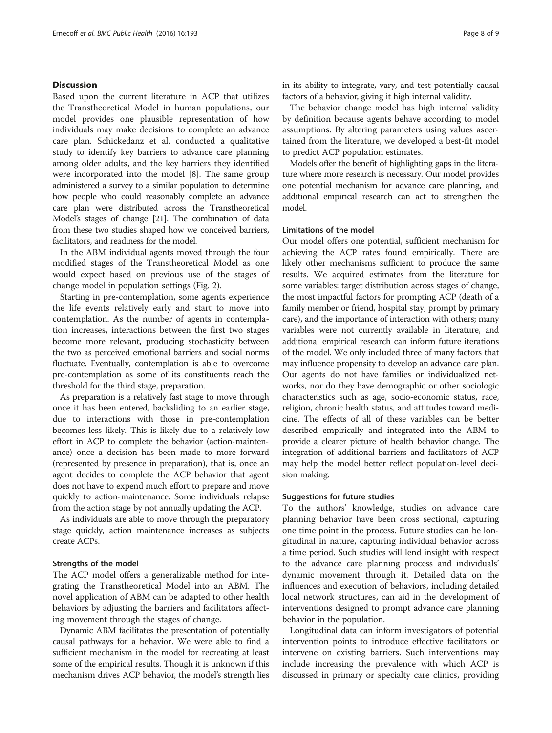## Discussion

Based upon the current literature in ACP that utilizes the Transtheoretical Model in human populations, our model provides one plausible representation of how individuals may make decisions to complete an advance care plan. Schickedanz et al. conducted a qualitative study to identify key barriers to advance care planning among older adults, and the key barriers they identified were incorporated into the model [8]. The same group administered a survey to a similar population to determine how people who could reasonably complete an advance care plan were distributed across the Transtheoretical Model's stages of change [21]. The combination of data from these two studies shaped how we conceived barriers, facilitators, and readiness for the model.

In the ABM individual agents moved through the four modified stages of the Transtheoretical Model as one would expect based on previous use of the stages of change model in population settings (Fig. 2).

Starting in pre-contemplation, some agents experience the life events relatively early and start to move into contemplation. As the number of agents in contemplation increases, interactions between the first two stages become more relevant, producing stochasticity between the two as perceived emotional barriers and social norms fluctuate. Eventually, contemplation is able to overcome pre-contemplation as some of its constituents reach the threshold for the third stage, preparation.

As preparation is a relatively fast stage to move through once it has been entered, backsliding to an earlier stage, due to interactions with those in pre-contemplation becomes less likely. This is likely due to a relatively low effort in ACP to complete the behavior (action-maintenance) once a decision has been made to more forward (represented by presence in preparation), that is, once an agent decides to complete the ACP behavior that agent does not have to expend much effort to prepare and move quickly to action-maintenance. Some individuals relapse from the action stage by not annually updating the ACP.

As individuals are able to move through the preparatory stage quickly, action maintenance increases as subjects create ACPs.

### Strengths of the model

The ACP model offers a generalizable method for integrating the Transtheoretical Model into an ABM. The novel application of ABM can be adapted to other health behaviors by adjusting the barriers and facilitators affecting movement through the stages of change.

Dynamic ABM facilitates the presentation of potentially causal pathways for a behavior. We were able to find a sufficient mechanism in the model for recreating at least some of the empirical results. Though it is unknown if this mechanism drives ACP behavior, the model's strength lies in its ability to integrate, vary, and test potentially causal factors of a behavior, giving it high internal validity.

The behavior change model has high internal validity by definition because agents behave according to model assumptions. By altering parameters using values ascertained from the literature, we developed a best-fit model to predict ACP population estimates.

Models offer the benefit of highlighting gaps in the literature where more research is necessary. Our model provides one potential mechanism for advance care planning, and additional empirical research can act to strengthen the model.

### Limitations of the model

Our model offers one potential, sufficient mechanism for achieving the ACP rates found empirically. There are likely other mechanisms sufficient to produce the same results. We acquired estimates from the literature for some variables: target distribution across stages of change, the most impactful factors for prompting ACP (death of a family member or friend, hospital stay, prompt by primary care), and the importance of interaction with others; many variables were not currently available in literature, and additional empirical research can inform future iterations of the model. We only included three of many factors that may influence propensity to develop an advance care plan. Our agents do not have families or individualized networks, nor do they have demographic or other sociologic characteristics such as age, socio-economic status, race, religion, chronic health status, and attitudes toward medicine. The effects of all of these variables can be better described empirically and integrated into the ABM to provide a clearer picture of health behavior change. The integration of additional barriers and facilitators of ACP may help the model better reflect population-level decision making.

### Suggestions for future studies

To the authors' knowledge, studies on advance care planning behavior have been cross sectional, capturing one time point in the process. Future studies can be longitudinal in nature, capturing individual behavior across a time period. Such studies will lend insight with respect to the advance care planning process and individuals' dynamic movement through it. Detailed data on the influences and execution of behaviors, including detailed local network structures, can aid in the development of interventions designed to prompt advance care planning behavior in the population.

Longitudinal data can inform investigators of potential intervention points to introduce effective facilitators or intervene on existing barriers. Such interventions may include increasing the prevalence with which ACP is discussed in primary or specialty care clinics, providing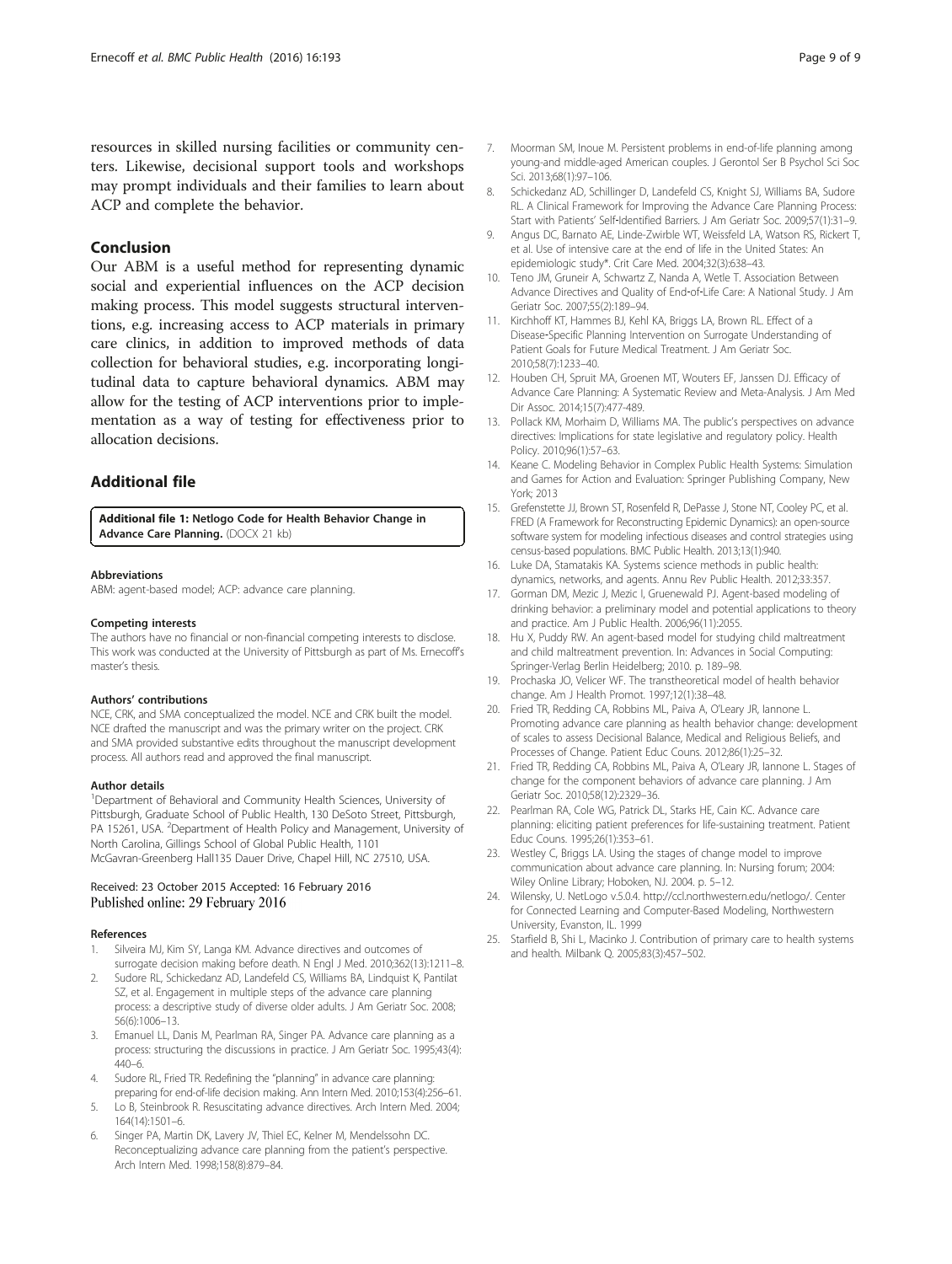resources in skilled nursing facilities or community centers. Likewise, decisional support tools and workshops may prompt individuals and their families to learn about ACP and complete the behavior.

## Conclusion

Our ABM is a useful method for representing dynamic social and experiential influences on the ACP decision making process. This model suggests structural interventions, e.g. increasing access to ACP materials in primary care clinics, in addition to improved methods of data collection for behavioral studies, e.g. incorporating longitudinal data to capture behavioral dynamics. ABM may allow for the testing of ACP interventions prior to implementation as a way of testing for effectiveness prior to allocation decisions.

## Additional file

**Additional file 1: Netlogo Code for Health Behavior Change in Advance Care Planning.** (DOCX 21 kb)

#### Abbreviations

ABM: agent-based model; ACP: advance care planning.

#### Competing interests

The authors have no financial or non-financial competing interests to disclose. This work was conducted at the University of Pittsburgh as part of Ms. Ernecoff's master's thesis.

#### Authors' contributions

NCE, CRK, and SMA conceptualized the model. NCE and CRK built the model. NCE drafted the manuscript and was the primary writer on the project. CRK and SMA provided substantive edits throughout the manuscript development process. All authors read and approved the final manuscript.

#### Author details

[1]Department of Behavioral and Community Health Sciences, University of Pittsburgh, Graduate School of Public Health, 130 DeSoto Street, Pittsburgh, PA 15261, USA. [2]Department of Health Policy and Management, University of North Carolina, Gillings School of Global Public Health, 1101 McGavran-Greenberg Hall135 Dauer Drive, Chapel Hill, NC 27510, USA.

Received: 23 October 2015 Accepted: 16 February 2016
Published online: 29 February 2016

#### References

1. Silveira MJ, Kim SY, Langa KM. Advance directives and outcomes of surrogate decision making before death. N Engl J Med. 2010;362(13):1211–8.
2. Sudore RL, Schickedanz AD, Landefeld CS, Williams BA, Lindquist K, Pantilat SZ, et al. Engagement in multiple steps of the advance care planning process: a descriptive study of diverse older adults. J Am Geriatr Soc. 2008; 56(6):1006–13.
3. Emanuel LL, Danis M, Pearlman RA, Singer PA. Advance care planning as a process: structuring the discussions in practice. J Am Geriatr Soc. 1995;43(4): 440–6.
4. Sudore RL, Fried TR. Redefining the "planning" in advance care planning: preparing for end-of-life decision making. Ann Intern Med. 2010;153(4):256–61.
5. Lo B, Steinbrook R. Resuscitating advance directives. Arch Intern Med. 2004; 164(14):1501–6.
6. Singer PA, Martin DK, Lavery JV, Thiel EC, Kelner M, Mendelssohn DC. Reconceptualizing advance care planning from the patient's perspective. Arch Intern Med. 1998;158(8):879–84.
7. Moorman SM, Inoue M. Persistent problems in end-of-life planning among young-and middle-aged American couples. J Gerontol Ser B Psychol Sci Soc Sci. 2013;68(1):97–106.
8. Schickedanz AD, Schillinger D, Landefeld CS, Knight SJ, Williams BA, Sudore RL. A Clinical Framework for Improving the Advance Care Planning Process: Start with Patients' Self-Identified Barriers. J Am Geriatr Soc. 2009;57(1):31–9.
9. Angus DC, Barnato AE, Linde-Zwirble WT, Weissfeld LA, Watson RS, Rickert T, et al. Use of intensive care at the end of life in the United States: An epidemiologic study*. Crit Care Med. 2004;32(3):638–43.
10. Teno JM, Gruneir A, Schwartz Z, Nanda A, Wetle T. Association Between Advance Directives and Quality of End-of-Life Care: A National Study. J Am Geriatr Soc. 2007;55(2):189–94.
11. Kirchhoff KT, Hammes BJ, Kehl KA, Briggs LA, Brown RL. Effect of a Disease-Specific Planning Intervention on Surrogate Understanding of Patient Goals for Future Medical Treatment. J Am Geriatr Soc. 2010;58(7):1233–40.
12. Houben CH, Spruit MA, Groenen MT, Wouters EF, Janssen DJ. Efficacy of Advance Care Planning: A Systematic Review and Meta-Analysis. J Am Med Dir Assoc. 2014;15(7):477-489.
13. Pollack KM, Morhaim D, Williams MA. The public's perspectives on advance directives: Implications for state legislative and regulatory policy. Health Policy. 2010;96(1):57–63.
14. Keane C. Modeling Behavior in Complex Public Health Systems: Simulation and Games for Action and Evaluation: Springer Publishing Company, New York; 2013
15. Grefenstette JJ, Brown ST, Rosenfeld R, DePasse J, Stone NT, Cooley PC, et al. FRED (A Framework for Reconstructing Epidemic Dynamics): an open-source software system for modeling infectious diseases and control strategies using census-based populations. BMC Public Health. 2013;13(1):940.
16. Luke DA, Stamatakis KA. Systems science methods in public health: dynamics, networks, and agents. Annu Rev Public Health. 2012;33:357.
17. Gorman DM, Mezic J, Mezic I, Gruenewald PJ. Agent-based modeling of drinking behavior: a preliminary model and potential applications to theory and practice. Am J Public Health. 2006;96(11):2055.
18. Hu X, Puddy RW. An agent-based model for studying child maltreatment and child maltreatment prevention. In: Advances in Social Computing: Springer-Verlag Berlin Heidelberg; 2010. p. 189–98.
19. Prochaska JO, Velicer WF. The transtheoretical model of health behavior change. Am J Health Promot. 1997;12(1):38–48.
20. Fried TR, Redding CA, Robbins ML, Paiva A, O'Leary JR, Iannone L. Promoting advance care planning as health behavior change: development of scales to assess Decisional Balance, Medical and Religious Beliefs, and Processes of Change. Patient Educ Couns. 2012;86(1):25–32.
21. Fried TR, Redding CA, Robbins ML, Paiva A, O'Leary JR, Iannone L. Stages of change for the component behaviors of advance care planning. J Am Geriatr Soc. 2010;58(12):2329–36.
22. Pearlman RA, Cole WG, Patrick DL, Starks HE, Cain KC. Advance care planning: eliciting patient preferences for life-sustaining treatment. Patient Educ Couns. 1995;26(1):353–61.
23. Westley C, Briggs LA. Using the stages of change model to improve communication about advance care planning. In: Nursing forum; 2004: Wiley Online Library; Hoboken, NJ. 2004. p. 5–12.
24. Wilensky, U. NetLogo v.5.0.4. http://ccl.northwestern.edu/netlogo/. Center for Connected Learning and Computer-Based Modeling, Northwestern University, Evanston, IL. 1999
25. Starfield B, Shi L, Macinko J. Contribution of primary care to health systems and health. Milbank Q. 2005;83(3):457–502.